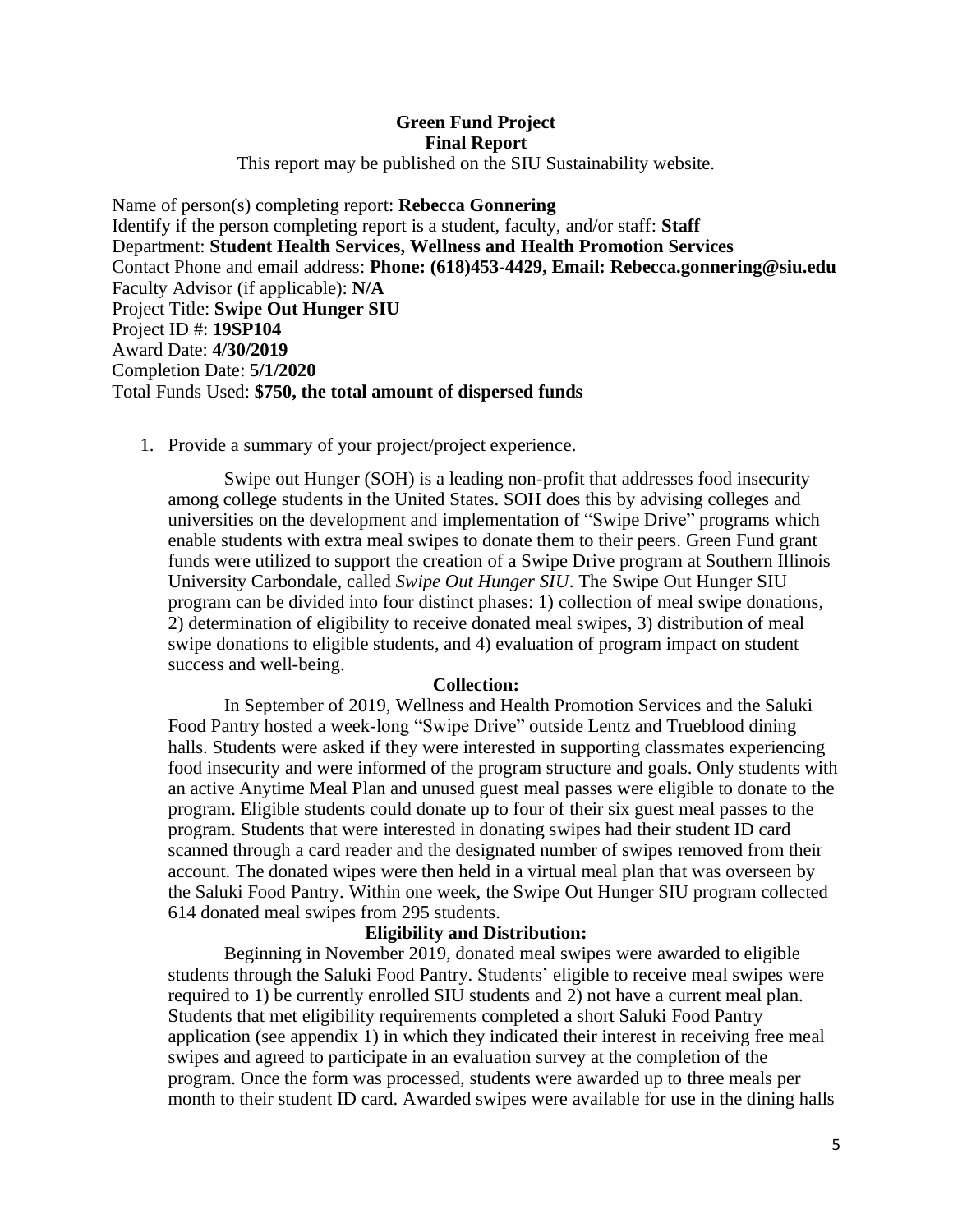**Green Fund Project**
**Final Report**

This report may be published on the SIU Sustainability website.

Name of person(s) completing report: **Rebecca Gonnering**
Identify if the person completing report is a student, faculty, and/or staff: **Staff**
Department: **Student Health Services, Wellness and Health Promotion Services**
Contact Phone and email address: **Phone: (618)453-4429, Email: Rebecca.gonnering@siu.edu**
Faculty Advisor (if applicable): **N/A**
Project Title: **Swipe Out Hunger SIU**
Project ID #: **19SP104**
Award Date: **4/30/2019**
Completion Date: **5/1/2020**
Total Funds Used: **$750, the total amount of dispersed funds**

1. Provide a summary of your project/project experience.

Swipe out Hunger (SOH) is a leading non-profit that addresses food insecurity among college students in the United States. SOH does this by advising colleges and universities on the development and implementation of "Swipe Drive" programs which enable students with extra meal swipes to donate them to their peers. Green Fund grant funds were utilized to support the creation of a Swipe Drive program at Southern Illinois University Carbondale, called *Swipe Out Hunger SIU*. The Swipe Out Hunger SIU program can be divided into four distinct phases: 1) collection of meal swipe donations, 2) determination of eligibility to receive donated meal swipes, 3) distribution of meal swipe donations to eligible students, and 4) evaluation of program impact on student success and well-being.

**Collection:**

In September of 2019, Wellness and Health Promotion Services and the Saluki Food Pantry hosted a week-long "Swipe Drive" outside Lentz and Trueblood dining halls. Students were asked if they were interested in supporting classmates experiencing food insecurity and were informed of the program structure and goals. Only students with an active Anytime Meal Plan and unused guest meal passes were eligible to donate to the program. Eligible students could donate up to four of their six guest meal passes to the program. Students that were interested in donating swipes had their student ID card scanned through a card reader and the designated number of swipes removed from their account. The donated wipes were then held in a virtual meal plan that was overseen by the Saluki Food Pantry. Within one week, the Swipe Out Hunger SIU program collected 614 donated meal swipes from 295 students.

**Eligibility and Distribution:**

Beginning in November 2019, donated meal swipes were awarded to eligible students through the Saluki Food Pantry. Students' eligible to receive meal swipes were required to 1) be currently enrolled SIU students and 2) not have a current meal plan. Students that met eligibility requirements completed a short Saluki Food Pantry application (see appendix 1) in which they indicated their interest in receiving free meal swipes and agreed to participate in an evaluation survey at the completion of the program. Once the form was processed, students were awarded up to three meals per month to their student ID card. Awarded swipes were available for use in the dining halls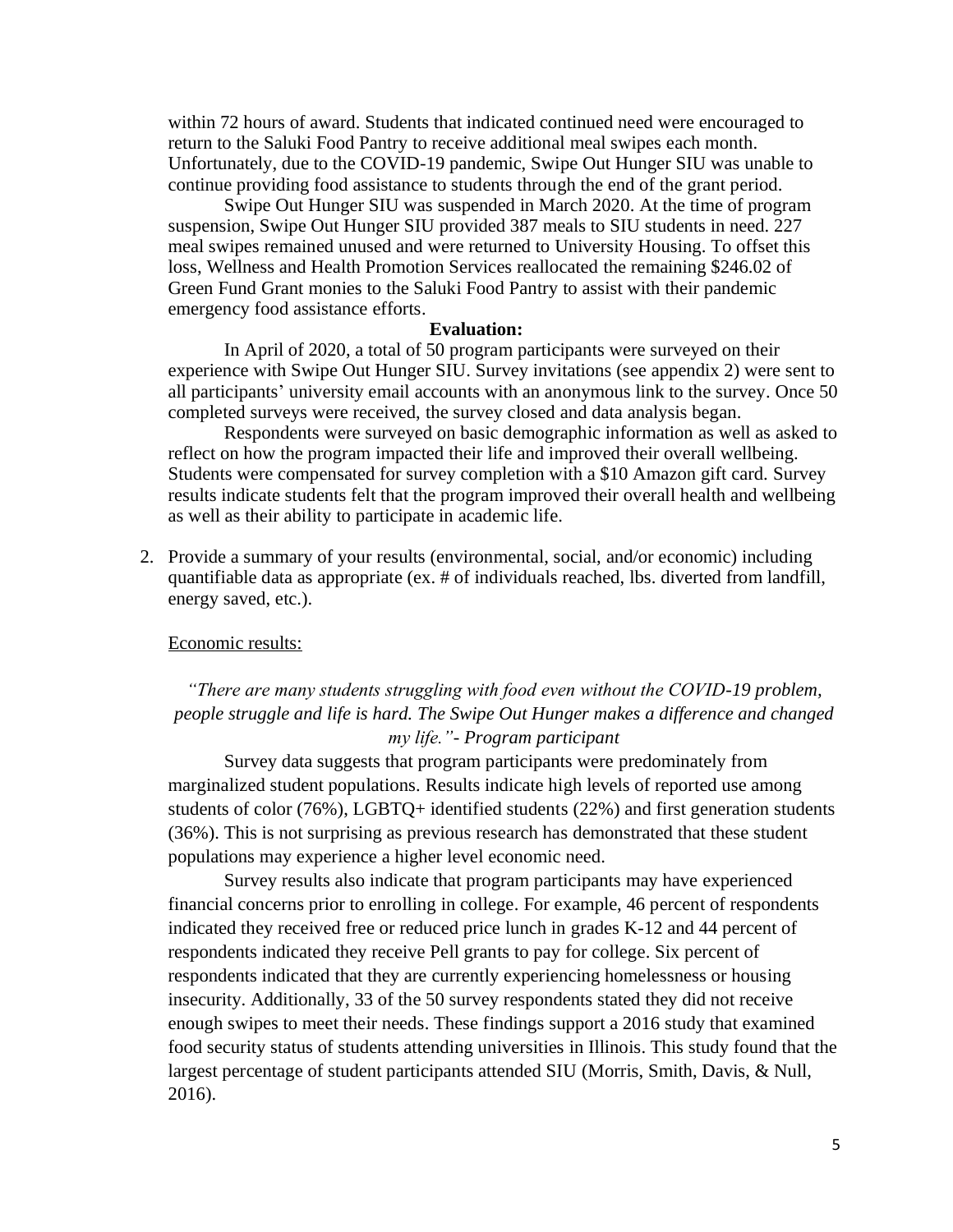within 72 hours of award. Students that indicated continued need were encouraged to return to the Saluki Food Pantry to receive additional meal swipes each month. Unfortunately, due to the COVID-19 pandemic, Swipe Out Hunger SIU was unable to continue providing food assistance to students through the end of the grant period.

Swipe Out Hunger SIU was suspended in March 2020. At the time of program suspension, Swipe Out Hunger SIU provided 387 meals to SIU students in need. 227 meal swipes remained unused and were returned to University Housing. To offset this loss, Wellness and Health Promotion Services reallocated the remaining $246.02 of Green Fund Grant monies to the Saluki Food Pantry to assist with their pandemic emergency food assistance efforts.

**Evaluation:**

In April of 2020, a total of 50 program participants were surveyed on their experience with Swipe Out Hunger SIU. Survey invitations (see appendix 2) were sent to all participants' university email accounts with an anonymous link to the survey. Once 50 completed surveys were received, the survey closed and data analysis began.

Respondents were surveyed on basic demographic information as well as asked to reflect on how the program impacted their life and improved their overall wellbeing. Students were compensated for survey completion with a $10 Amazon gift card. Survey results indicate students felt that the program improved their overall health and wellbeing as well as their ability to participate in academic life.

2. Provide a summary of your results (environmental, social, and/or economic) including quantifiable data as appropriate (ex. # of individuals reached, lbs. diverted from landfill, energy saved, etc.).

<u>Economic results:</u>

*"There are many students struggling with food even without the COVID-19 problem, people struggle and life is hard. The Swipe Out Hunger makes a difference and changed my life."- Program participant*

Survey data suggests that program participants were predominately from marginalized student populations. Results indicate high levels of reported use among students of color (76%), LGBTQ+ identified students (22%) and first generation students (36%). This is not surprising as previous research has demonstrated that these student populations may experience a higher level economic need.

Survey results also indicate that program participants may have experienced financial concerns prior to enrolling in college. For example, 46 percent of respondents indicated they received free or reduced price lunch in grades K-12 and 44 percent of respondents indicated they receive Pell grants to pay for college. Six percent of respondents indicated that they are currently experiencing homelessness or housing insecurity. Additionally, 33 of the 50 survey respondents stated they did not receive enough swipes to meet their needs. These findings support a 2016 study that examined food security status of students attending universities in Illinois. This study found that the largest percentage of student participants attended SIU (Morris, Smith, Davis, & Null, 2016).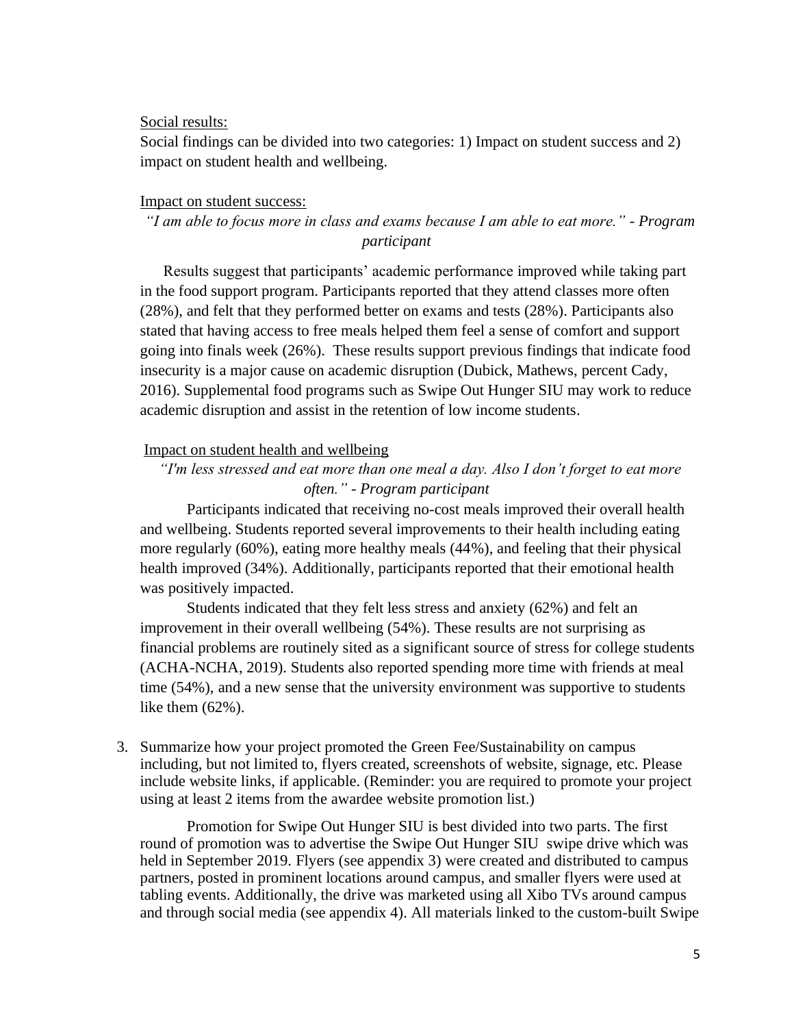Social results:

Social findings can be divided into two categories: 1) Impact on student success and 2) impact on student health and wellbeing.

Impact on student success:

*"I am able to focus more in class and exams because I am able to eat more." - Program participant*

Results suggest that participants' academic performance improved while taking part in the food support program. Participants reported that they attend classes more often (28%), and felt that they performed better on exams and tests (28%). Participants also stated that having access to free meals helped them feel a sense of comfort and support going into finals week (26%). These results support previous findings that indicate food insecurity is a major cause on academic disruption (Dubick, Mathews, percent Cady, 2016). Supplemental food programs such as Swipe Out Hunger SIU may work to reduce academic disruption and assist in the retention of low income students.

Impact on student health and wellbeing

*"I'm less stressed and eat more than one meal a day. Also I don't forget to eat more often." - Program participant*

Participants indicated that receiving no-cost meals improved their overall health and wellbeing. Students reported several improvements to their health including eating more regularly (60%), eating more healthy meals (44%), and feeling that their physical health improved (34%). Additionally, participants reported that their emotional health was positively impacted.

Students indicated that they felt less stress and anxiety (62%) and felt an improvement in their overall wellbeing (54%). These results are not surprising as financial problems are routinely sited as a significant source of stress for college students (ACHA-NCHA, 2019). Students also reported spending more time with friends at meal time (54%), and a new sense that the university environment was supportive to students like them (62%).

3. Summarize how your project promoted the Green Fee/Sustainability on campus including, but not limited to, flyers created, screenshots of website, signage, etc. Please include website links, if applicable. (Reminder: you are required to promote your project using at least 2 items from the awardee website promotion list.)

   Promotion for Swipe Out Hunger SIU is best divided into two parts. The first round of promotion was to advertise the Swipe Out Hunger SIU swipe drive which was held in September 2019. Flyers (see appendix 3) were created and distributed to campus partners, posted in prominent locations around campus, and smaller flyers were used at tabling events. Additionally, the drive was marketed using all Xibo TVs around campus and through social media (see appendix 4). All materials linked to the custom-built Swipe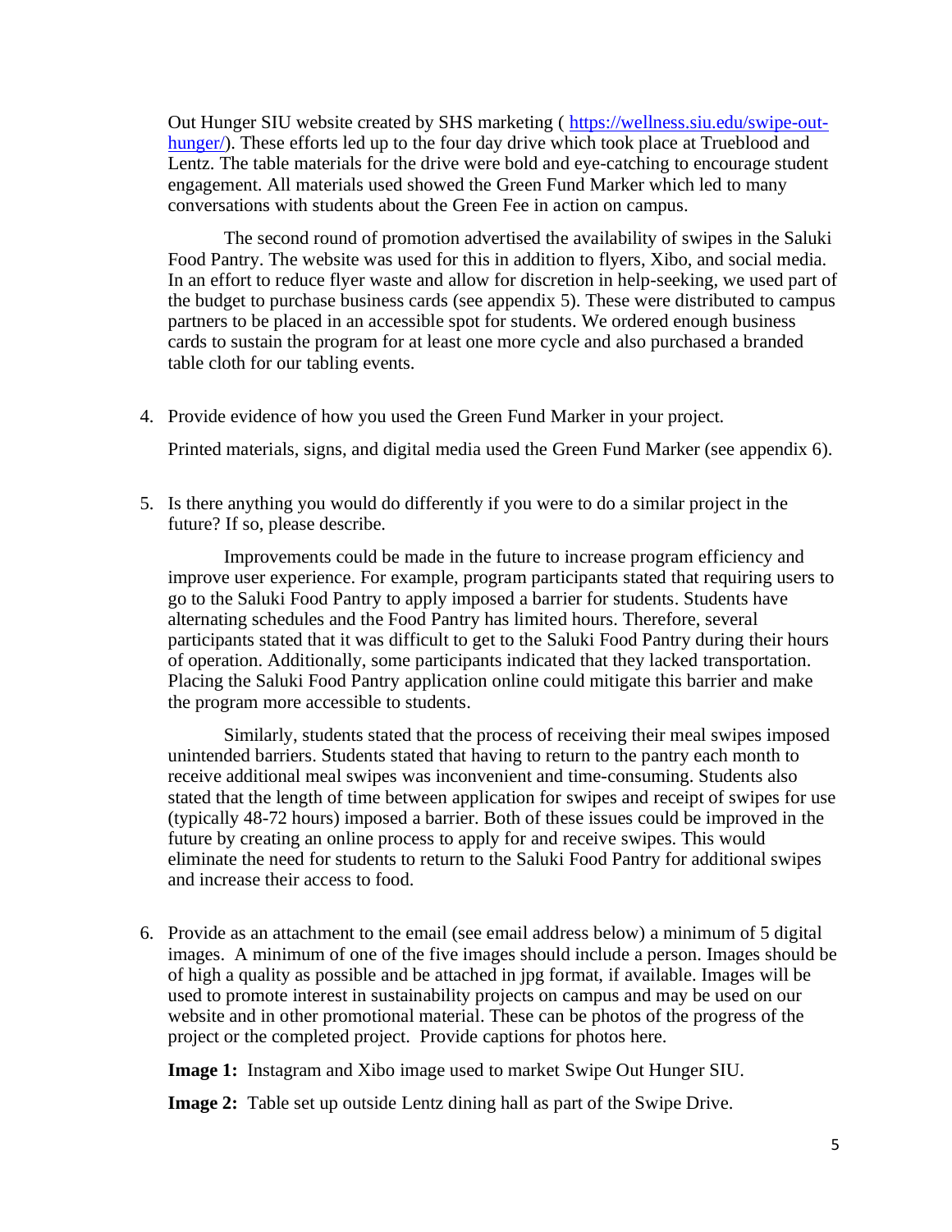Out Hunger SIU website created by SHS marketing ( [https://wellness.siu.edu/swipe-out-hunger/](https://wellness.siu.edu/swipe-out-hunger/)). These efforts led up to the four day drive which took place at Trueblood and Lentz. The table materials for the drive were bold and eye-catching to encourage student engagement. All materials used showed the Green Fund Marker which led to many conversations with students about the Green Fee in action on campus.

The second round of promotion advertised the availability of swipes in the Saluki Food Pantry. The website was used for this in addition to flyers, Xibo, and social media. In an effort to reduce flyer waste and allow for discretion in help-seeking, we used part of the budget to purchase business cards (see appendix 5). These were distributed to campus partners to be placed in an accessible spot for students. We ordered enough business cards to sustain the program for at least one more cycle and also purchased a branded table cloth for our tabling events.

4. Provide evidence of how you used the Green Fund Marker in your project.

   Printed materials, signs, and digital media used the Green Fund Marker (see appendix 6).

5. Is there anything you would do differently if you were to do a similar project in the future? If so, please describe.

   Improvements could be made in the future to increase program efficiency and improve user experience. For example, program participants stated that requiring users to go to the Saluki Food Pantry to apply imposed a barrier for students. Students have alternating schedules and the Food Pantry has limited hours. Therefore, several participants stated that it was difficult to get to the Saluki Food Pantry during their hours of operation. Additionally, some participants indicated that they lacked transportation. Placing the Saluki Food Pantry application online could mitigate this barrier and make the program more accessible to students.

   Similarly, students stated that the process of receiving their meal swipes imposed unintended barriers. Students stated that having to return to the pantry each month to receive additional meal swipes was inconvenient and time-consuming. Students also stated that the length of time between application for swipes and receipt of swipes for use (typically 48-72 hours) imposed a barrier. Both of these issues could be improved in the future by creating an online process to apply for and receive swipes. This would eliminate the need for students to return to the Saluki Food Pantry for additional swipes and increase their access to food.

6. Provide as an attachment to the email (see email address below) a minimum of 5 digital images. A minimum of one of the five images should include a person. Images should be of high a quality as possible and be attached in jpg format, if available. Images will be used to promote interest in sustainability projects on campus and may be used on our website and in other promotional material. These can be photos of the progress of the project or the completed project. Provide captions for photos here.

   **Image 1:** Instagram and Xibo image used to market Swipe Out Hunger SIU.

   **Image 2:** Table set up outside Lentz dining hall as part of the Swipe Drive.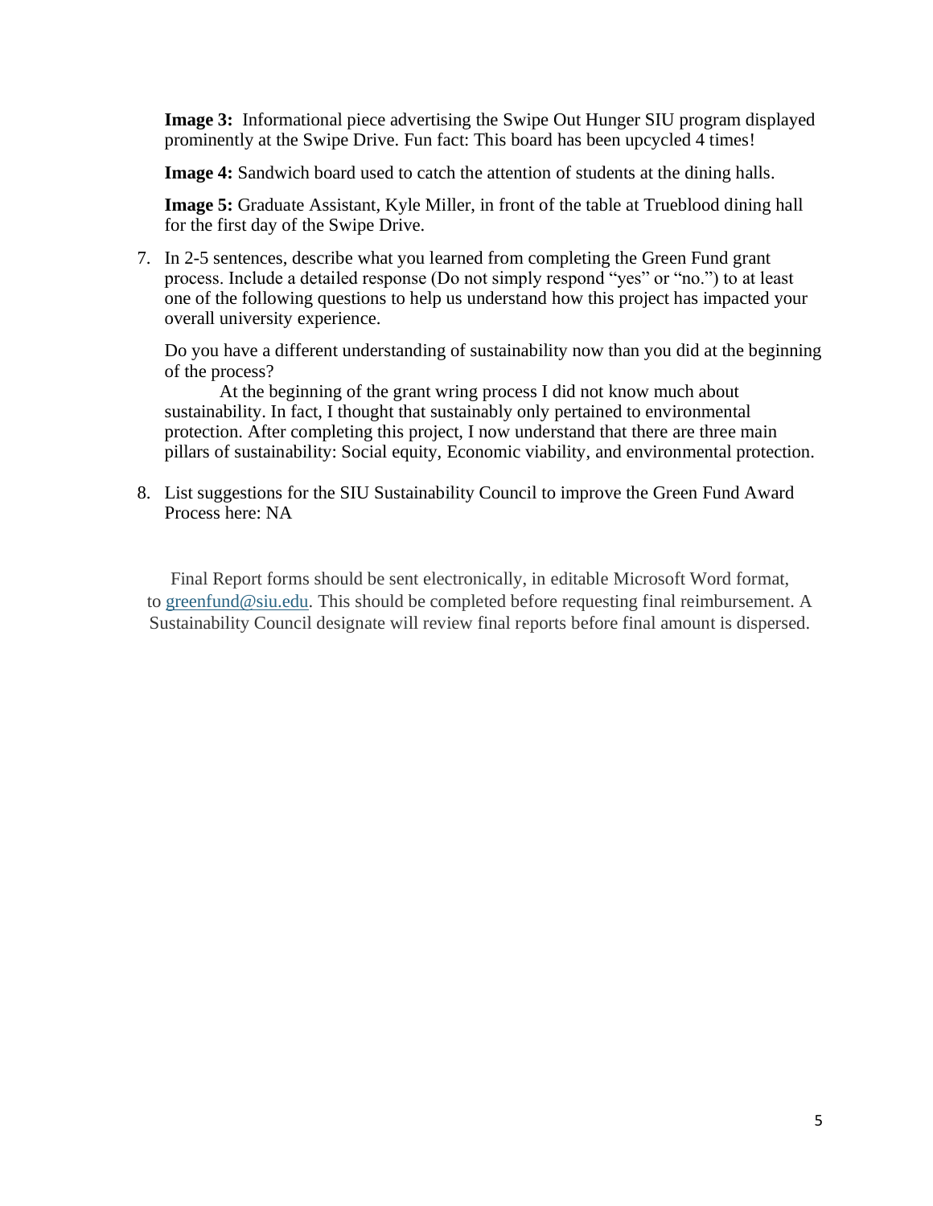**Image 3:** Informational piece advertising the Swipe Out Hunger SIU program displayed prominently at the Swipe Drive. Fun fact: This board has been upcycled 4 times!

**Image 4:** Sandwich board used to catch the attention of students at the dining halls.

**Image 5:** Graduate Assistant, Kyle Miller, in front of the table at Trueblood dining hall for the first day of the Swipe Drive.

7. In 2-5 sentences, describe what you learned from completing the Green Fund grant process. Include a detailed response (Do not simply respond "yes" or "no.") to at least one of the following questions to help us understand how this project has impacted your overall university experience.

   Do you have a different understanding of sustainability now than you did at the beginning of the process?

   At the beginning of the grant wring process I did not know much about sustainability. In fact, I thought that sustainably only pertained to environmental protection. After completing this project, I now understand that there are three main pillars of sustainability: Social equity, Economic viability, and environmental protection.

8. List suggestions for the SIU Sustainability Council to improve the Green Fund Award Process here: NA

Final Report forms should be sent electronically, in editable Microsoft Word format, to greenfund@siu.edu. This should be completed before requesting final reimbursement. A Sustainability Council designate will review final reports before final amount is dispersed.